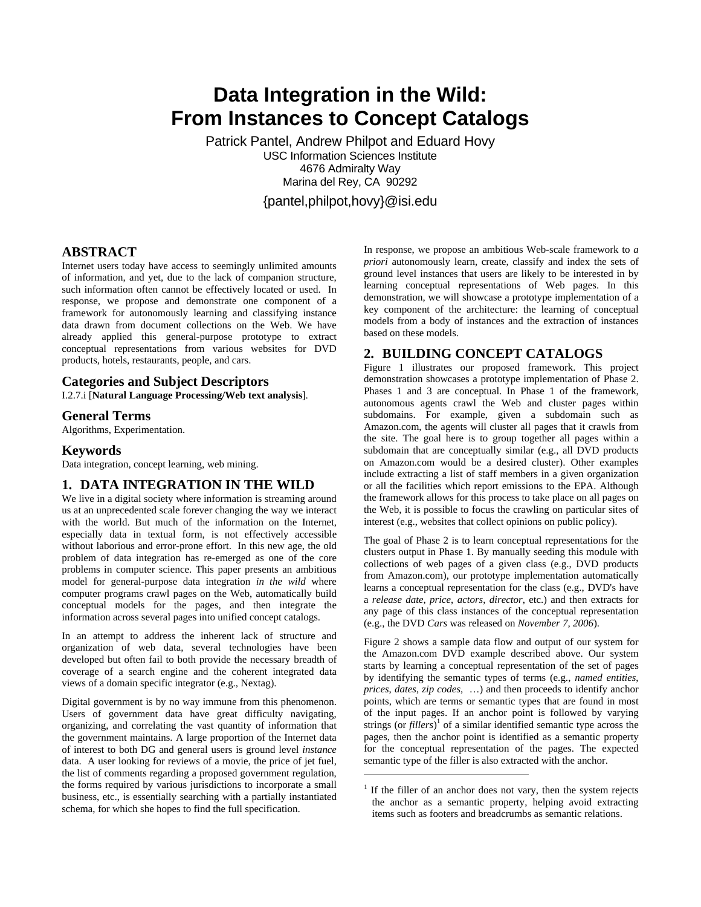# Data Integration in the Wild: From Instances to Concept Catalogs

Patrick Pantel, Andrew Philpot and Eduard Hovy
USC Information Sciences Institute
4676 Admiralty Way
Marina del Rey, CA 90292

{pantel,philpot,hovy}@isi.edu

## ABSTRACT

Internet users today have access to seemingly unlimited amounts of information, and yet, due to the lack of companion structure, such information often cannot be effectively located or used. In response, we propose and demonstrate one component of a framework for autonomously learning and classifying instance data drawn from document collections on the Web. We have already applied this general-purpose prototype to extract conceptual representations from various websites for DVD products, hotels, restaurants, people, and cars.

### Categories and Subject Descriptors

I.2.7.i [**Natural Language Processing/Web text analysis**].

### General Terms

Algorithms, Experimentation.

### Keywords

Data integration, concept learning, web mining.

## 1. DATA INTEGRATION IN THE WILD

We live in a digital society where information is streaming around us at an unprecedented scale forever changing the way we interact with the world. But much of the information on the Internet, especially data in textual form, is not effectively accessible without laborious and error-prone effort. In this new age, the old problem of data integration has re-emerged as one of the core problems in computer science. This paper presents an ambitious model for general-purpose data integration *in the wild* where computer programs crawl pages on the Web, automatically build conceptual models for the pages, and then integrate the information across several pages into unified concept catalogs.

In an attempt to address the inherent lack of structure and organization of web data, several technologies have been developed but often fail to both provide the necessary breadth of coverage of a search engine and the coherent integrated data views of a domain specific integrator (e.g., Nextag).

Digital government is by no way immune from this phenomenon. Users of government data have great difficulty navigating, organizing, and correlating the vast quantity of information that the government maintains. A large proportion of the Internet data of interest to both DG and general users is ground level *instance* data. A user looking for reviews of a movie, the price of jet fuel, the list of comments regarding a proposed government regulation, the forms required by various jurisdictions to incorporate a small business, etc., is essentially searching with a partially instantiated schema, for which she hopes to find the full specification.

In response, we propose an ambitious Web-scale framework to *a priori* autonomously learn, create, classify and index the sets of ground level instances that users are likely to be interested in by learning conceptual representations of Web pages. In this demonstration, we will showcase a prototype implementation of a key component of the architecture: the learning of conceptual models from a body of instances and the extraction of instances based on these models.

## 2. BUILDING CONCEPT CATALOGS

Figure 1 illustrates our proposed framework. This project demonstration showcases a prototype implementation of Phase 2. Phases 1 and 3 are conceptual. In Phase 1 of the framework, autonomous agents crawl the Web and cluster pages within subdomains. For example, given a subdomain such as Amazon.com, the agents will cluster all pages that it crawls from the site. The goal here is to group together all pages within a subdomain that are conceptually similar (e.g., all DVD products on Amazon.com would be a desired cluster). Other examples include extracting a list of staff members in a given organization or all the facilities which report emissions to the EPA. Although the framework allows for this process to take place on all pages on the Web, it is possible to focus the crawling on particular sites of interest (e.g., websites that collect opinions on public policy).

The goal of Phase 2 is to learn conceptual representations for the clusters output in Phase 1. By manually seeding this module with collections of web pages of a given class (e.g., DVD products from Amazon.com), our prototype implementation automatically learns a conceptual representation for the class (e.g., DVD's have a *release date*, *price*, *actors*, *director*, etc.) and then extracts for any page of this class instances of the conceptual representation (e.g., the DVD *Cars* was released on *November 7, 2006*).

Figure 2 shows a sample data flow and output of our system for the Amazon.com DVD example described above. Our system starts by learning a conceptual representation of the set of pages by identifying the semantic types of terms (e.g., *named entities*, *prices*, *dates*, *zip codes*, …) and then proceeds to identify anchor points, which are terms or semantic types that are found in most of the input pages. If an anchor point is followed by varying strings (or *fillers*)[1] of a similar identified semantic type across the pages, then the anchor point is identified as a semantic property for the conceptual representation of the pages. The expected semantic type of the filler is also extracted with the anchor.

[1] If the filler of an anchor does not vary, then the system rejects the anchor as a semantic property, helping avoid extracting items such as footers and breadcrumbs as semantic relations.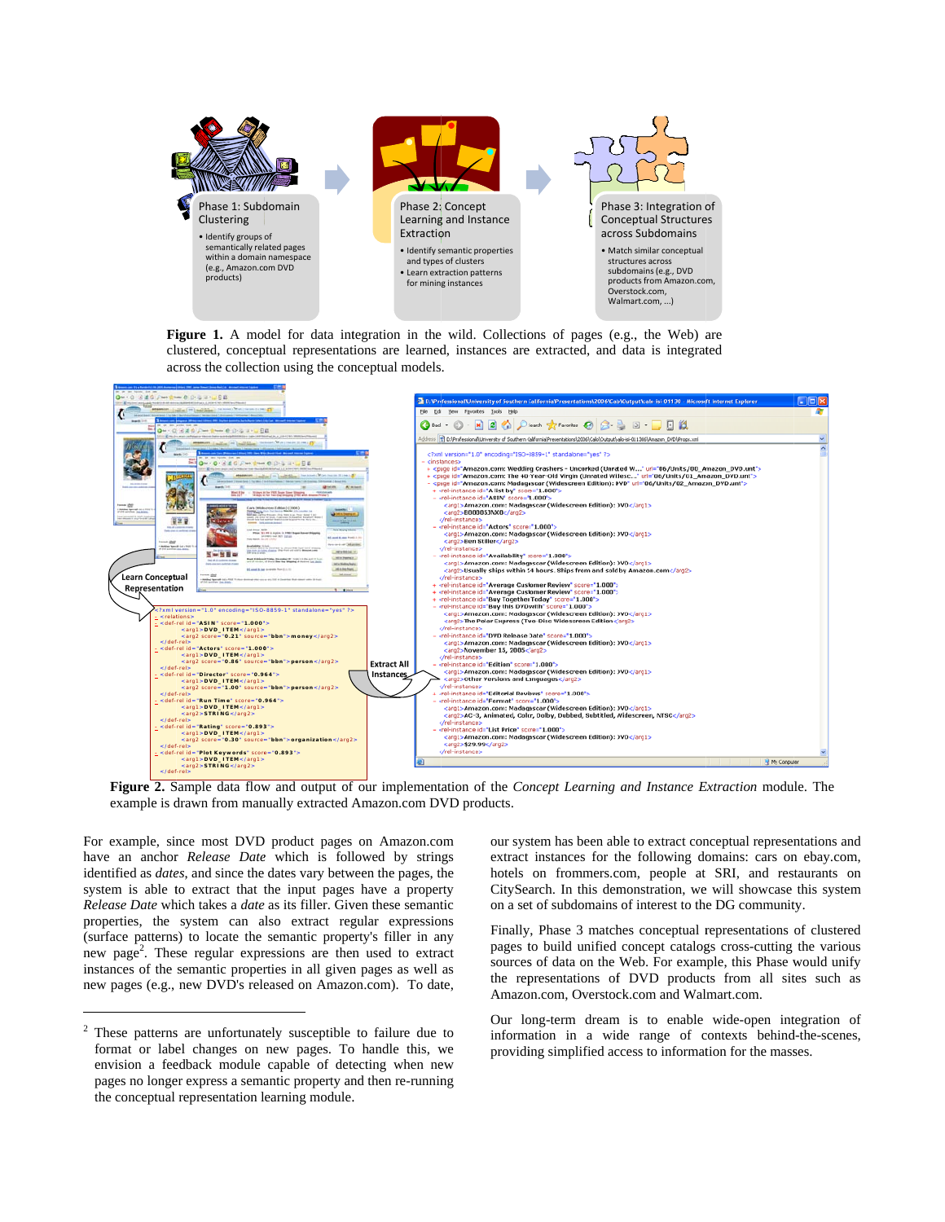Phase 1: Subdomain Clustering

- Identify groups of semantically related pages within a domain namespace (e.g., Amazon.com DVD products)

Phase 2: Concept Learning and Instance Extraction

- Identify semantic properties and types of clusters
- Learn extraction patterns for mining instances

Phase 3: Integration of Conceptual Structures across Subdomains

- Match similar conceptual structures across subdomains (e.g., DVD products from Amazon.com, Overstock.com, Walmart.com, ...)

**Figure 1.** A model for data integration in the wild. Collections of pages (e.g., the Web) are clustered, conceptual representations are learned, instances are extracted, and data is integrated across the collection using the conceptual models.

Learn Conceptual Representation

Extract All Instances

**Figure 2.** Sample data flow and output of our implementation of the *Concept Learning and Instance Extraction* module. The example is drawn from manually extracted Amazon.com DVD products.

For example, since most DVD product pages on Amazon.com have an anchor *Release Date* which is followed by strings identified as *dates*, and since the dates vary between the pages, the system is able to extract that the input pages have a property *Release Date* which takes a *date* as its filler. Given these semantic properties, the system can also extract regular expressions (surface patterns) to locate the semantic property's filler in any new page[2]. These regular expressions are then used to extract instances of the semantic properties in all given pages as well as new pages (e.g., new DVD's released on Amazon.com). To date, our system has been able to extract conceptual representations and extract instances for the following domains: cars on ebay.com, hotels on frommers.com, people at SRI, and restaurants on CitySearch. In this demonstration, we will showcase this system on a set of subdomains of interest to the DG community.

Finally, Phase 3 matches conceptual representations of clustered pages to build unified concept catalogs cross-cutting the various sources of data on the Web. For example, this Phase would unify the representations of DVD products from all sites such as Amazon.com, Overstock.com and Walmart.com.

Our long-term dream is to enable wide-open integration of information in a wide range of contexts behind-the-scenes, providing simplified access to information for the masses.

---

[2] These patterns are unfortunately susceptible to failure due to format or label changes on new pages. To handle this, we envision a feedback module capable of detecting when new pages no longer express a semantic property and then re-running the conceptual representation learning module.